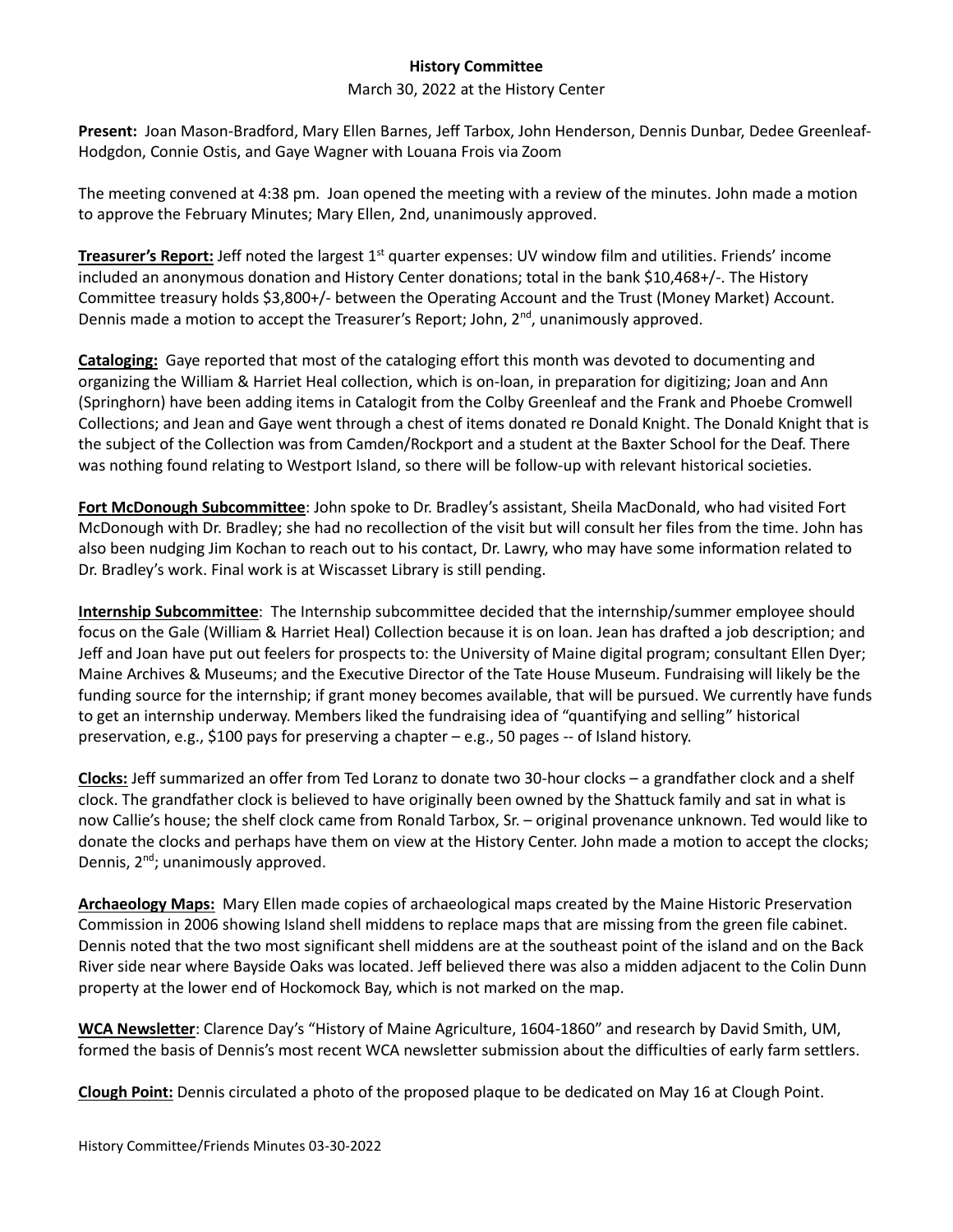**History Committee**

March 30, 2022 at the History Center

**Present:** Joan Mason-Bradford, Mary Ellen Barnes, Jeff Tarbox, John Henderson, Dennis Dunbar, Dedee Greenleaf-Hodgdon, Connie Ostis, and Gaye Wagner with Louana Frois via Zoom

The meeting convened at 4:38 pm. Joan opened the meeting with a review of the minutes. John made a motion to approve the February Minutes; Mary Ellen, 2nd, unanimously approved.

**Treasurer's Report:** Jeff noted the largest 1st quarter expenses: UV window film and utilities. Friends' income included an anonymous donation and History Center donations; total in the bank $10,468+/-. The History Committee treasury holds $3,800+/- between the Operating Account and the Trust (Money Market) Account. Dennis made a motion to accept the Treasurer's Report; John, 2nd, unanimously approved.

**Cataloging:** Gaye reported that most of the cataloging effort this month was devoted to documenting and organizing the William & Harriet Heal collection, which is on-loan, in preparation for digitizing; Joan and Ann (Springhorn) have been adding items in Catalogit from the Colby Greenleaf and the Frank and Phoebe Cromwell Collections; and Jean and Gaye went through a chest of items donated re Donald Knight. The Donald Knight that is the subject of the Collection was from Camden/Rockport and a student at the Baxter School for the Deaf. There was nothing found relating to Westport Island, so there will be follow-up with relevant historical societies.

**Fort McDonough Subcommittee**: John spoke to Dr. Bradley's assistant, Sheila MacDonald, who had visited Fort McDonough with Dr. Bradley; she had no recollection of the visit but will consult her files from the time. John has also been nudging Jim Kochan to reach out to his contact, Dr. Lawry, who may have some information related to Dr. Bradley's work. Final work is at Wiscasset Library is still pending.

**Internship Subcommittee**: The Internship subcommittee decided that the internship/summer employee should focus on the Gale (William & Harriet Heal) Collection because it is on loan. Jean has drafted a job description; and Jeff and Joan have put out feelers for prospects to: the University of Maine digital program; consultant Ellen Dyer; Maine Archives & Museums; and the Executive Director of the Tate House Museum. Fundraising will likely be the funding source for the internship; if grant money becomes available, that will be pursued. We currently have funds to get an internship underway. Members liked the fundraising idea of "quantifying and selling" historical preservation, e.g., $100 pays for preserving a chapter – e.g., 50 pages -- of Island history.

**Clocks:** Jeff summarized an offer from Ted Loranz to donate two 30-hour clocks – a grandfather clock and a shelf clock. The grandfather clock is believed to have originally been owned by the Shattuck family and sat in what is now Callie's house; the shelf clock came from Ronald Tarbox, Sr. – original provenance unknown. Ted would like to donate the clocks and perhaps have them on view at the History Center. John made a motion to accept the clocks; Dennis, 2nd; unanimously approved.

**Archaeology Maps:** Mary Ellen made copies of archaeological maps created by the Maine Historic Preservation Commission in 2006 showing Island shell middens to replace maps that are missing from the green file cabinet. Dennis noted that the two most significant shell middens are at the southeast point of the island and on the Back River side near where Bayside Oaks was located. Jeff believed there was also a midden adjacent to the Colin Dunn property at the lower end of Hockomock Bay, which is not marked on the map.

**WCA Newsletter**: Clarence Day's "History of Maine Agriculture, 1604-1860" and research by David Smith, UM, formed the basis of Dennis's most recent WCA newsletter submission about the difficulties of early farm settlers.

**Clough Point:** Dennis circulated a photo of the proposed plaque to be dedicated on May 16 at Clough Point.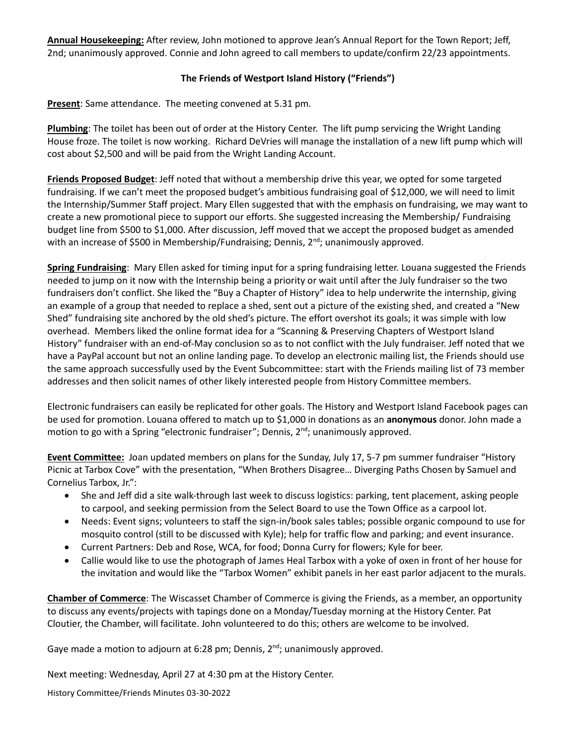**Annual Housekeeping:** After review, John motioned to approve Jean's Annual Report for the Town Report; Jeff, 2nd; unanimously approved. Connie and John agreed to call members to update/confirm 22/23 appointments.

## The Friends of Westport Island History ("Friends")

**Present**: Same attendance. The meeting convened at 5.31 pm.

**Plumbing**: The toilet has been out of order at the History Center. The lift pump servicing the Wright Landing House froze. The toilet is now working. Richard DeVries will manage the installation of a new lift pump which will cost about $2,500 and will be paid from the Wright Landing Account.

**Friends Proposed Budget**: Jeff noted that without a membership drive this year, we opted for some targeted fundraising. If we can't meet the proposed budget's ambitious fundraising goal of $12,000, we will need to limit the Internship/Summer Staff project. Mary Ellen suggested that with the emphasis on fundraising, we may want to create a new promotional piece to support our efforts. She suggested increasing the Membership/ Fundraising budget line from $500 to $1,000. After discussion, Jeff moved that we accept the proposed budget as amended with an increase of $500 in Membership/Fundraising; Dennis, 2nd; unanimously approved.

**Spring Fundraising**: Mary Ellen asked for timing input for a spring fundraising letter. Louana suggested the Friends needed to jump on it now with the Internship being a priority or wait until after the July fundraiser so the two fundraisers don't conflict. She liked the "Buy a Chapter of History" idea to help underwrite the internship, giving an example of a group that needed to replace a shed, sent out a picture of the existing shed, and created a "New Shed" fundraising site anchored by the old shed's picture. The effort overshot its goals; it was simple with low overhead. Members liked the online format idea for a "Scanning & Preserving Chapters of Westport Island History" fundraiser with an end-of-May conclusion so as to not conflict with the July fundraiser. Jeff noted that we have a PayPal account but not an online landing page. To develop an electronic mailing list, the Friends should use the same approach successfully used by the Event Subcommittee: start with the Friends mailing list of 73 member addresses and then solicit names of other likely interested people from History Committee members.

Electronic fundraisers can easily be replicated for other goals. The History and Westport Island Facebook pages can be used for promotion. Louana offered to match up to $1,000 in donations as an **anonymous** donor. John made a motion to go with a Spring "electronic fundraiser"; Dennis, 2nd; unanimously approved.

**Event Committee:** Joan updated members on plans for the Sunday, July 17, 5-7 pm summer fundraiser "History Picnic at Tarbox Cove" with the presentation, "When Brothers Disagree… Diverging Paths Chosen by Samuel and Cornelius Tarbox, Jr.":

- She and Jeff did a site walk-through last week to discuss logistics: parking, tent placement, asking people to carpool, and seeking permission from the Select Board to use the Town Office as a carpool lot.
- Needs: Event signs; volunteers to staff the sign-in/book sales tables; possible organic compound to use for mosquito control (still to be discussed with Kyle); help for traffic flow and parking; and event insurance.
- Current Partners: Deb and Rose, WCA, for food; Donna Curry for flowers; Kyle for beer.
- Callie would like to use the photograph of James Heal Tarbox with a yoke of oxen in front of her house for the invitation and would like the "Tarbox Women" exhibit panels in her east parlor adjacent to the murals.

**Chamber of Commerce**: The Wiscasset Chamber of Commerce is giving the Friends, as a member, an opportunity to discuss any events/projects with tapings done on a Monday/Tuesday morning at the History Center. Pat Cloutier, the Chamber, will facilitate. John volunteered to do this; others are welcome to be involved.

Gaye made a motion to adjourn at 6:28 pm; Dennis, 2nd; unanimously approved.

Next meeting: Wednesday, April 27 at 4:30 pm at the History Center.